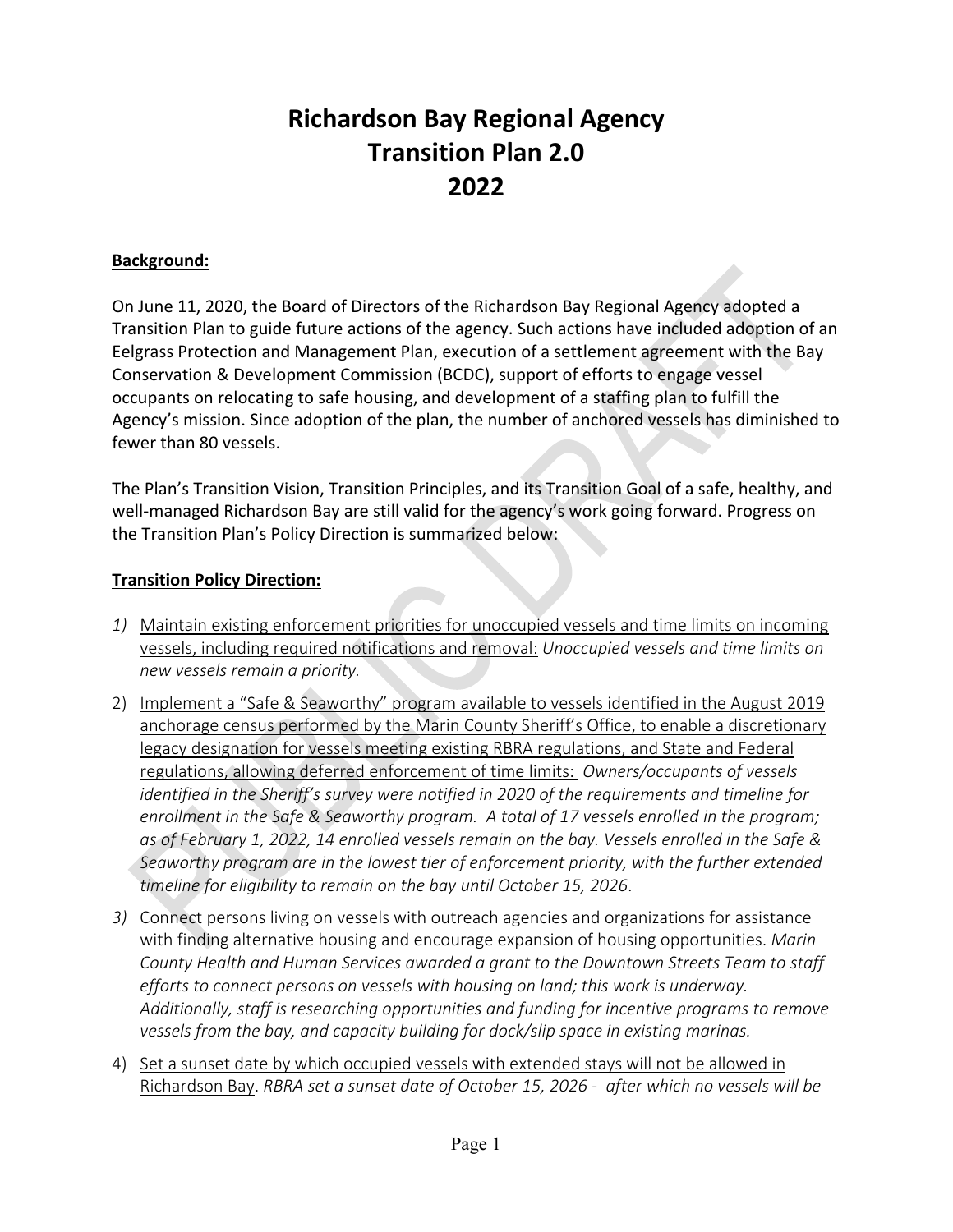# Richardson Bay Regional Agency
# Transition Plan 2.0
# 2022

**Background:**

On June 11, 2020, the Board of Directors of the Richardson Bay Regional Agency adopted a Transition Plan to guide future actions of the agency. Such actions have included adoption of an Eelgrass Protection and Management Plan, execution of a settlement agreement with the Bay Conservation & Development Commission (BCDC), support of efforts to engage vessel occupants on relocating to safe housing, and development of a staffing plan to fulfill the Agency's mission. Since adoption of the plan, the number of anchored vessels has diminished to fewer than 80 vessels.

The Plan's Transition Vision, Transition Principles, and its Transition Goal of a safe, healthy, and well-managed Richardson Bay are still valid for the agency's work going forward. Progress on the Transition Plan's Policy Direction is summarized below:

**Transition Policy Direction:**

1) Maintain existing enforcement priorities for unoccupied vessels and time limits on incoming vessels, including required notifications and removal: *Unoccupied vessels and time limits on new vessels remain a priority.*

2) Implement a "Safe & Seaworthy" program available to vessels identified in the August 2019 anchorage census performed by the Marin County Sheriff's Office, to enable a discretionary legacy designation for vessels meeting existing RBRA regulations, and State and Federal regulations, allowing deferred enforcement of time limits: *Owners/occupants of vessels identified in the Sheriff's survey were notified in 2020 of the requirements and timeline for enrollment in the Safe & Seaworthy program. A total of 17 vessels enrolled in the program; as of February 1, 2022, 14 enrolled vessels remain on the bay. Vessels enrolled in the Safe & Seaworthy program are in the lowest tier of enforcement priority, with the further extended timeline for eligibility to remain on the bay until October 15, 2026.*

3) Connect persons living on vessels with outreach agencies and organizations for assistance with finding alternative housing and encourage expansion of housing opportunities. *Marin County Health and Human Services awarded a grant to the Downtown Streets Team to staff efforts to connect persons on vessels with housing on land; this work is underway. Additionally, staff is researching opportunities and funding for incentive programs to remove vessels from the bay, and capacity building for dock/slip space in existing marinas.*

4) Set a sunset date by which occupied vessels with extended stays will not be allowed in Richardson Bay. *RBRA set a sunset date of October 15, 2026 - after which no vessels will be*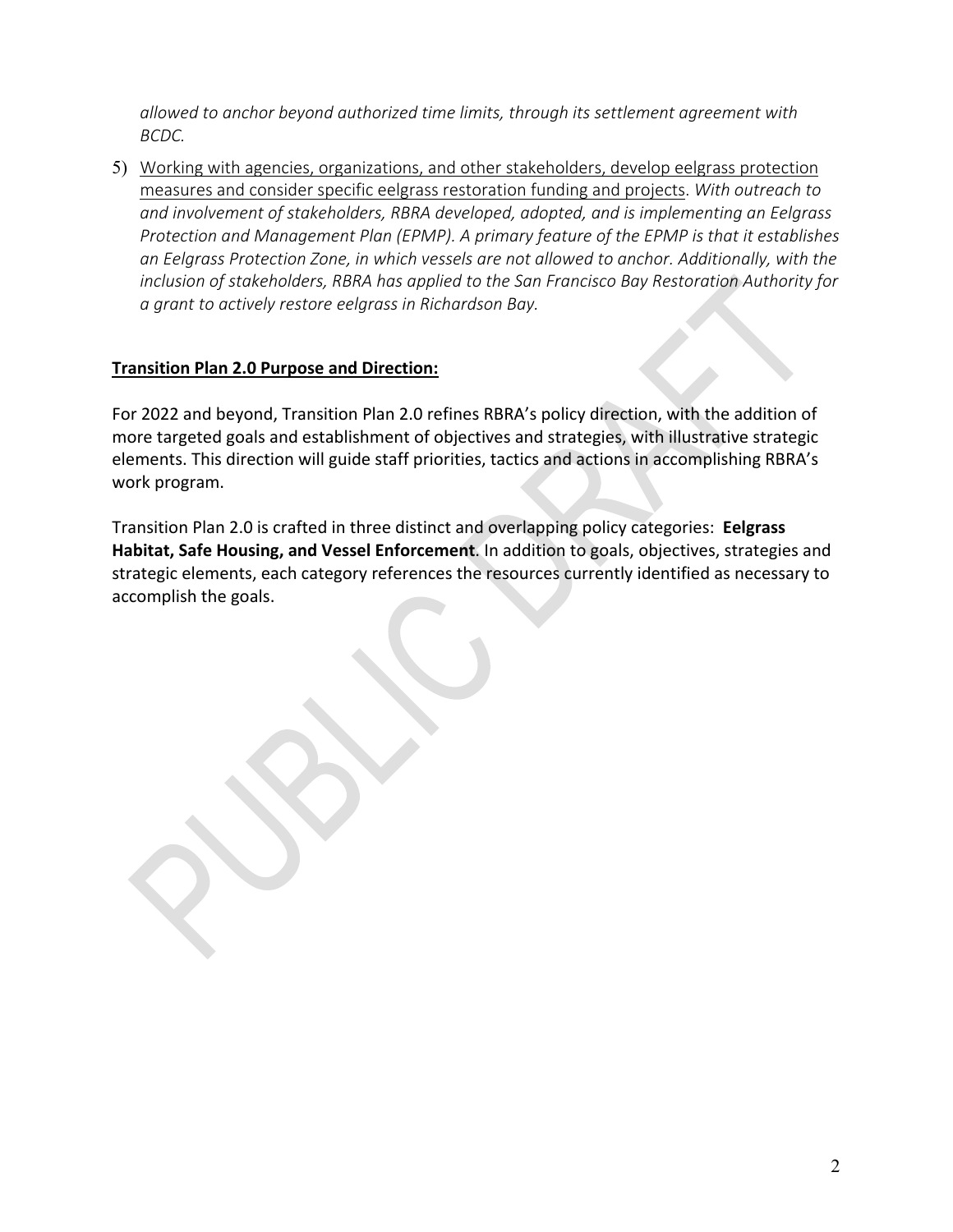*allowed to anchor beyond authorized time limits, through its settlement agreement with BCDC.*

5) Working with agencies, organizations, and other stakeholders, develop eelgrass protection measures and consider specific eelgrass restoration funding and projects. *With outreach to and involvement of stakeholders, RBRA developed, adopted, and is implementing an Eelgrass Protection and Management Plan (EPMP). A primary feature of the EPMP is that it establishes an Eelgrass Protection Zone, in which vessels are not allowed to anchor. Additionally, with the inclusion of stakeholders, RBRA has applied to the San Francisco Bay Restoration Authority for a grant to actively restore eelgrass in Richardson Bay.*

**Transition Plan 2.0 Purpose and Direction:**

For 2022 and beyond, Transition Plan 2.0 refines RBRA's policy direction, with the addition of more targeted goals and establishment of objectives and strategies, with illustrative strategic elements. This direction will guide staff priorities, tactics and actions in accomplishing RBRA's work program.

Transition Plan 2.0 is crafted in three distinct and overlapping policy categories: **Eelgrass Habitat, Safe Housing, and Vessel Enforcement**. In addition to goals, objectives, strategies and strategic elements, each category references the resources currently identified as necessary to accomplish the goals.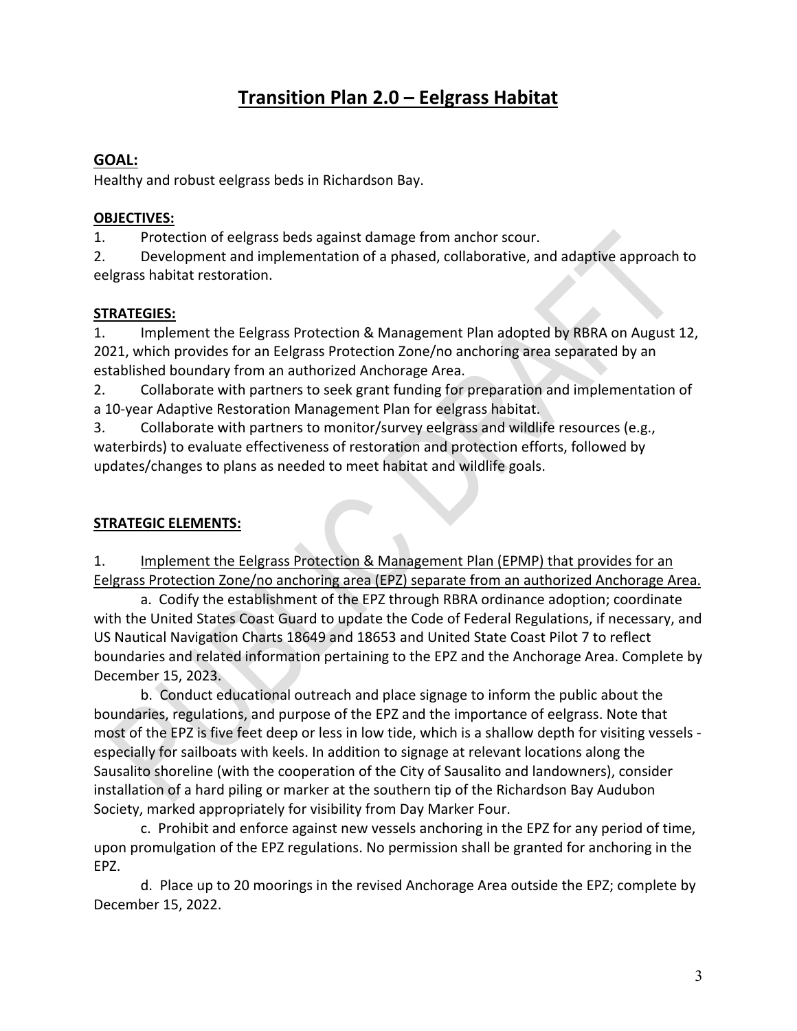# Transition Plan 2.0 – Eelgrass Habitat

**GOAL:**

Healthy and robust eelgrass beds in Richardson Bay.

**OBJECTIVES:**

1. Protection of eelgrass beds against damage from anchor scour.
2. Development and implementation of a phased, collaborative, and adaptive approach to eelgrass habitat restoration.

**STRATEGIES:**

1. Implement the Eelgrass Protection & Management Plan adopted by RBRA on August 12, 2021, which provides for an Eelgrass Protection Zone/no anchoring area separated by an established boundary from an authorized Anchorage Area.
2. Collaborate with partners to seek grant funding for preparation and implementation of a 10-year Adaptive Restoration Management Plan for eelgrass habitat.
3. Collaborate with partners to monitor/survey eelgrass and wildlife resources (e.g., waterbirds) to evaluate effectiveness of restoration and protection efforts, followed by updates/changes to plans as needed to meet habitat and wildlife goals.

**STRATEGIC ELEMENTS:**

1. Implement the Eelgrass Protection & Management Plan (EPMP) that provides for an Eelgrass Protection Zone/no anchoring area (EPZ) separate from an authorized Anchorage Area.

   a. Codify the establishment of the EPZ through RBRA ordinance adoption; coordinate with the United States Coast Guard to update the Code of Federal Regulations, if necessary, and US Nautical Navigation Charts 18649 and 18653 and United State Coast Pilot 7 to reflect boundaries and related information pertaining to the EPZ and the Anchorage Area. Complete by December 15, 2023.

   b. Conduct educational outreach and place signage to inform the public about the boundaries, regulations, and purpose of the EPZ and the importance of eelgrass. Note that most of the EPZ is five feet deep or less in low tide, which is a shallow depth for visiting vessels - especially for sailboats with keels. In addition to signage at relevant locations along the Sausalito shoreline (with the cooperation of the City of Sausalito and landowners), consider installation of a hard piling or marker at the southern tip of the Richardson Bay Audubon Society, marked appropriately for visibility from Day Marker Four.

   c. Prohibit and enforce against new vessels anchoring in the EPZ for any period of time, upon promulgation of the EPZ regulations. No permission shall be granted for anchoring in the EPZ.

   d. Place up to 20 moorings in the revised Anchorage Area outside the EPZ; complete by December 15, 2022.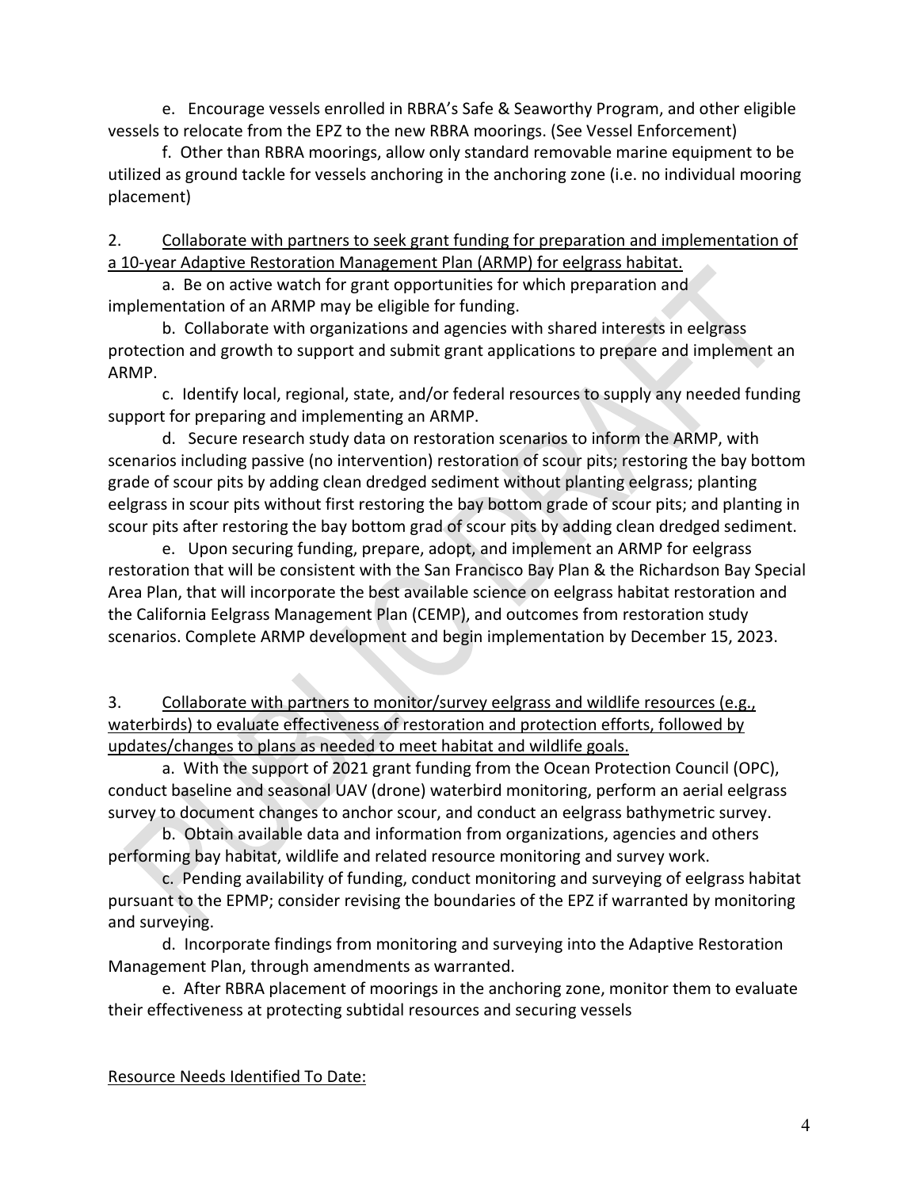e. Encourage vessels enrolled in RBRA's Safe & Seaworthy Program, and other eligible vessels to relocate from the EPZ to the new RBRA moorings. (See Vessel Enforcement)

f. Other than RBRA moorings, allow only standard removable marine equipment to be utilized as ground tackle for vessels anchoring in the anchoring zone (i.e. no individual mooring placement)

2. <u>Collaborate with partners to seek grant funding for preparation and implementation of a 10-year Adaptive Restoration Management Plan (ARMP) for eelgrass habitat.</u>

a. Be on active watch for grant opportunities for which preparation and implementation of an ARMP may be eligible for funding.

b. Collaborate with organizations and agencies with shared interests in eelgrass protection and growth to support and submit grant applications to prepare and implement an ARMP.

c. Identify local, regional, state, and/or federal resources to supply any needed funding support for preparing and implementing an ARMP.

d. Secure research study data on restoration scenarios to inform the ARMP, with scenarios including passive (no intervention) restoration of scour pits; restoring the bay bottom grade of scour pits by adding clean dredged sediment without planting eelgrass; planting eelgrass in scour pits without first restoring the bay bottom grade of scour pits; and planting in scour pits after restoring the bay bottom grad of scour pits by adding clean dredged sediment.

e. Upon securing funding, prepare, adopt, and implement an ARMP for eelgrass restoration that will be consistent with the San Francisco Bay Plan & the Richardson Bay Special Area Plan, that will incorporate the best available science on eelgrass habitat restoration and the California Eelgrass Management Plan (CEMP), and outcomes from restoration study scenarios. Complete ARMP development and begin implementation by December 15, 2023.

3. <u>Collaborate with partners to monitor/survey eelgrass and wildlife resources (e.g., waterbirds) to evaluate effectiveness of restoration and protection efforts, followed by updates/changes to plans as needed to meet habitat and wildlife goals.</u>

a. With the support of 2021 grant funding from the Ocean Protection Council (OPC), conduct baseline and seasonal UAV (drone) waterbird monitoring, perform an aerial eelgrass survey to document changes to anchor scour, and conduct an eelgrass bathymetric survey.

b. Obtain available data and information from organizations, agencies and others performing bay habitat, wildlife and related resource monitoring and survey work.

c. Pending availability of funding, conduct monitoring and surveying of eelgrass habitat pursuant to the EPMP; consider revising the boundaries of the EPZ if warranted by monitoring and surveying.

d. Incorporate findings from monitoring and surveying into the Adaptive Restoration Management Plan, through amendments as warranted.

e. After RBRA placement of moorings in the anchoring zone, monitor them to evaluate their effectiveness at protecting subtidal resources and securing vessels

<u>Resource Needs Identified To Date:</u>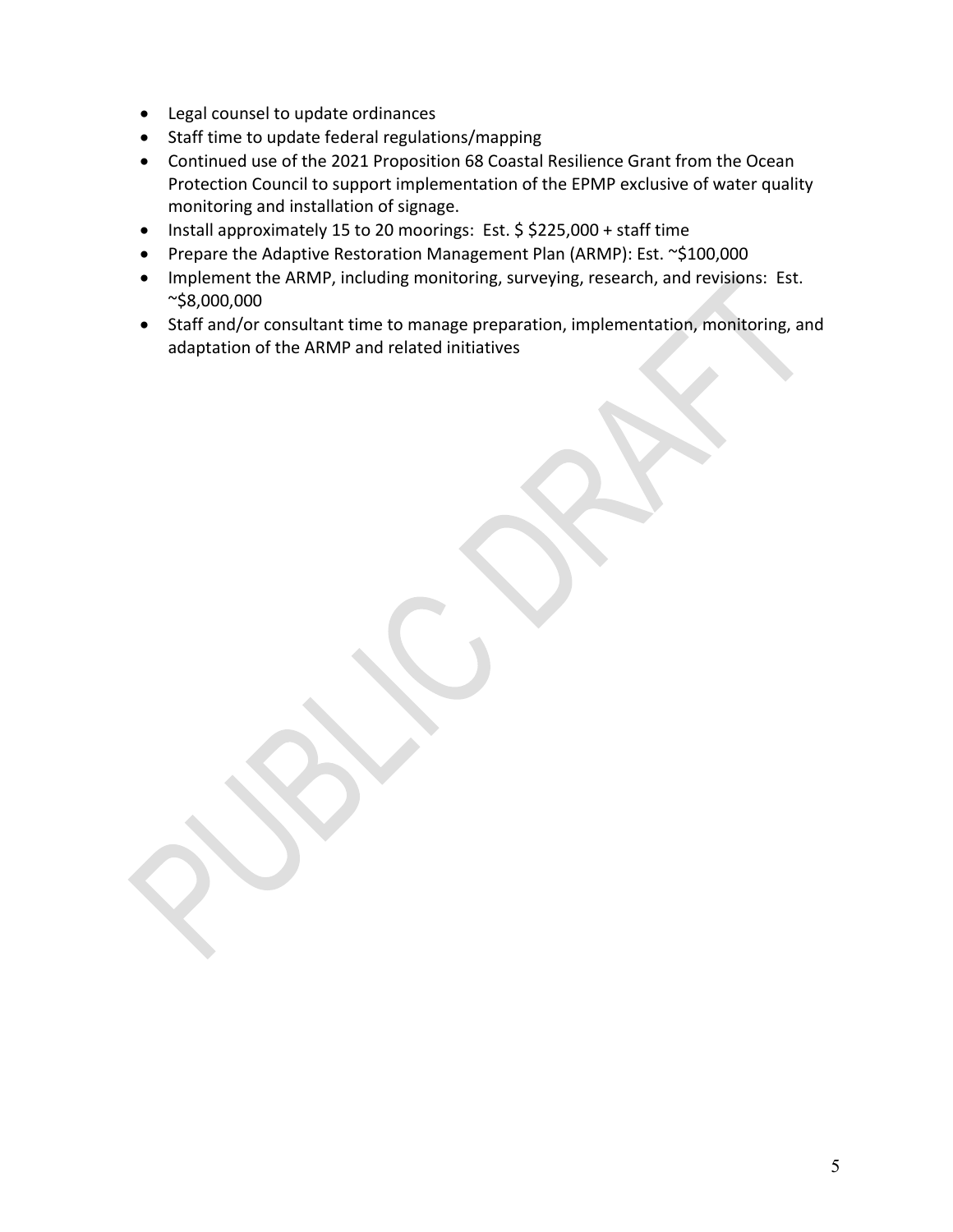- Legal counsel to update ordinances
- Staff time to update federal regulations/mapping
- Continued use of the 2021 Proposition 68 Coastal Resilience Grant from the Ocean Protection Council to support implementation of the EPMP exclusive of water quality monitoring and installation of signage.
- Install approximately 15 to 20 moorings: Est. $ $225,000 + staff time
- Prepare the Adaptive Restoration Management Plan (ARMP): Est. ~$100,000
- Implement the ARMP, including monitoring, surveying, research, and revisions: Est. ~$8,000,000
- Staff and/or consultant time to manage preparation, implementation, monitoring, and adaptation of the ARMP and related initiatives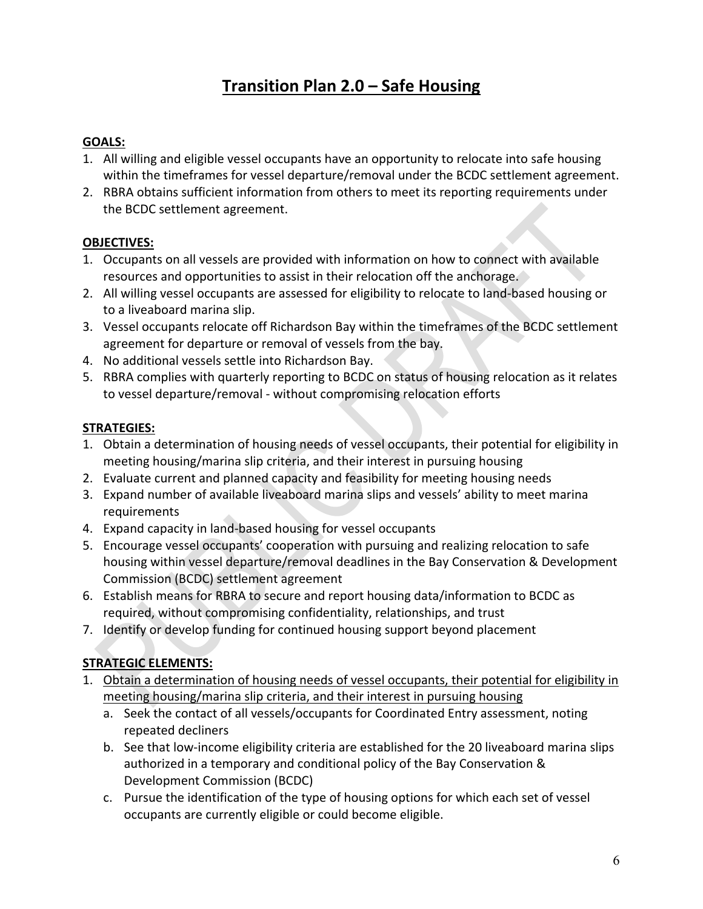# Transition Plan 2.0 – Safe Housing

**GOALS:**

1. All willing and eligible vessel occupants have an opportunity to relocate into safe housing within the timeframes for vessel departure/removal under the BCDC settlement agreement.
2. RBRA obtains sufficient information from others to meet its reporting requirements under the BCDC settlement agreement.

**OBJECTIVES:**

1. Occupants on all vessels are provided with information on how to connect with available resources and opportunities to assist in their relocation off the anchorage.
2. All willing vessel occupants are assessed for eligibility to relocate to land-based housing or to a liveaboard marina slip.
3. Vessel occupants relocate off Richardson Bay within the timeframes of the BCDC settlement agreement for departure or removal of vessels from the bay.
4. No additional vessels settle into Richardson Bay.
5. RBRA complies with quarterly reporting to BCDC on status of housing relocation as it relates to vessel departure/removal - without compromising relocation efforts

**STRATEGIES:**

1. Obtain a determination of housing needs of vessel occupants, their potential for eligibility in meeting housing/marina slip criteria, and their interest in pursuing housing
2. Evaluate current and planned capacity and feasibility for meeting housing needs
3. Expand number of available liveaboard marina slips and vessels' ability to meet marina requirements
4. Expand capacity in land-based housing for vessel occupants
5. Encourage vessel occupants' cooperation with pursuing and realizing relocation to safe housing within vessel departure/removal deadlines in the Bay Conservation & Development Commission (BCDC) settlement agreement
6. Establish means for RBRA to secure and report housing data/information to BCDC as required, without compromising confidentiality, relationships, and trust
7. Identify or develop funding for continued housing support beyond placement

**STRATEGIC ELEMENTS:**

1. <u>Obtain a determination of housing needs of vessel occupants, their potential for eligibility in meeting housing/marina slip criteria, and their interest in pursuing housing</u>
   a. Seek the contact of all vessels/occupants for Coordinated Entry assessment, noting repeated decliners
   b. See that low-income eligibility criteria are established for the 20 liveaboard marina slips authorized in a temporary and conditional policy of the Bay Conservation & Development Commission (BCDC)
   c. Pursue the identification of the type of housing options for which each set of vessel occupants are currently eligible or could become eligible.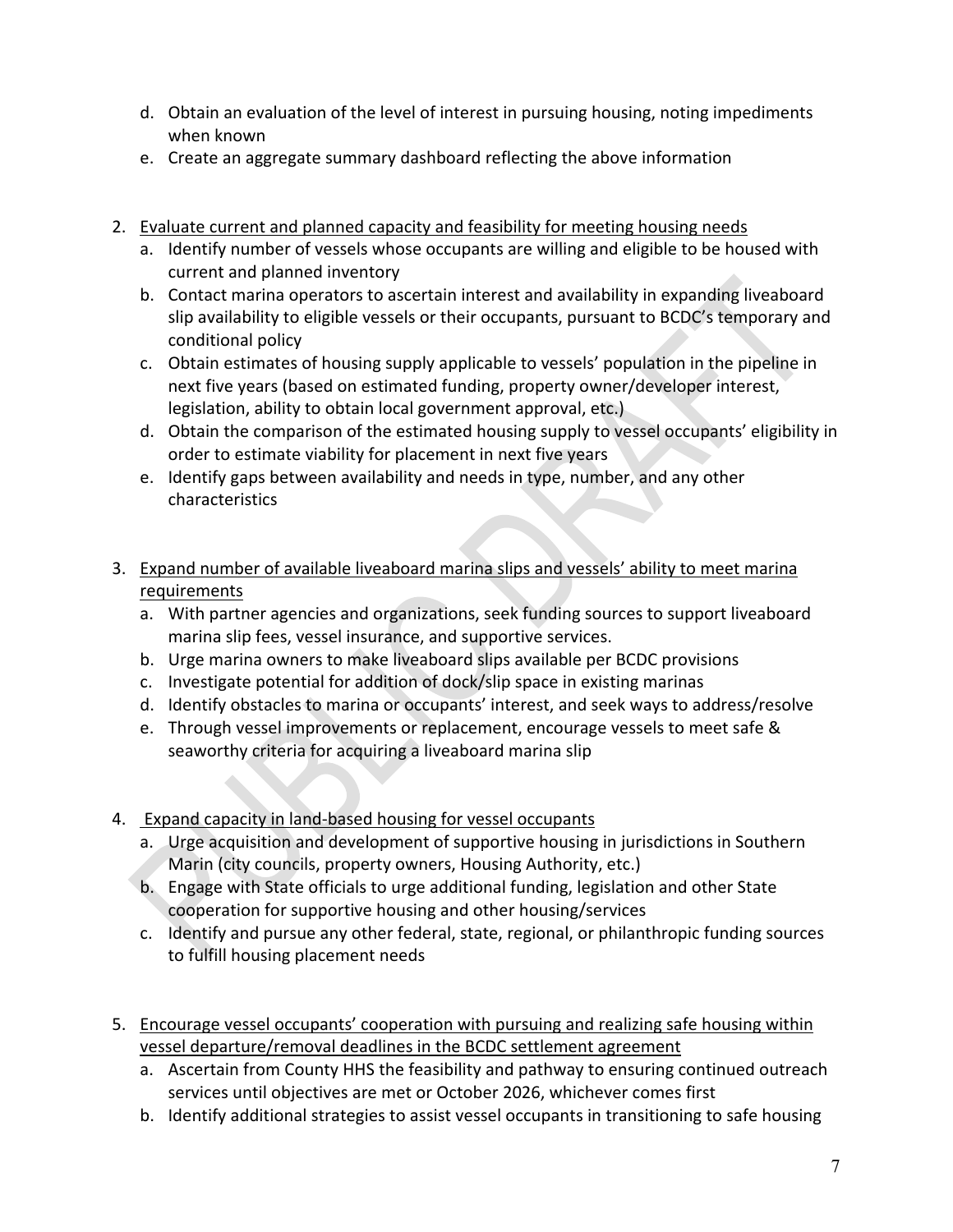d. Obtain an evaluation of the level of interest in pursuing housing, noting impediments when known
   e. Create an aggregate summary dashboard reflecting the above information

2. <u>Evaluate current and planned capacity and feasibility for meeting housing needs</u>
   a. Identify number of vessels whose occupants are willing and eligible to be housed with current and planned inventory
   b. Contact marina operators to ascertain interest and availability in expanding liveaboard slip availability to eligible vessels or their occupants, pursuant to BCDC's temporary and conditional policy
   c. Obtain estimates of housing supply applicable to vessels' population in the pipeline in next five years (based on estimated funding, property owner/developer interest, legislation, ability to obtain local government approval, etc.)
   d. Obtain the comparison of the estimated housing supply to vessel occupants' eligibility in order to estimate viability for placement in next five years
   e. Identify gaps between availability and needs in type, number, and any other characteristics

3. <u>Expand number of available liveaboard marina slips and vessels' ability to meet marina requirements</u>
   a. With partner agencies and organizations, seek funding sources to support liveaboard marina slip fees, vessel insurance, and supportive services.
   b. Urge marina owners to make liveaboard slips available per BCDC provisions
   c. Investigate potential for addition of dock/slip space in existing marinas
   d. Identify obstacles to marina or occupants' interest, and seek ways to address/resolve
   e. Through vessel improvements or replacement, encourage vessels to meet safe & seaworthy criteria for acquiring a liveaboard marina slip

4. <u>Expand capacity in land-based housing for vessel occupants</u>
   a. Urge acquisition and development of supportive housing in jurisdictions in Southern Marin (city councils, property owners, Housing Authority, etc.)
   b. Engage with State officials to urge additional funding, legislation and other State cooperation for supportive housing and other housing/services
   c. Identify and pursue any other federal, state, regional, or philanthropic funding sources to fulfill housing placement needs

5. <u>Encourage vessel occupants' cooperation with pursuing and realizing safe housing within vessel departure/removal deadlines in the BCDC settlement agreement</u>
   a. Ascertain from County HHS the feasibility and pathway to ensuring continued outreach services until objectives are met or October 2026, whichever comes first
   b. Identify additional strategies to assist vessel occupants in transitioning to safe housing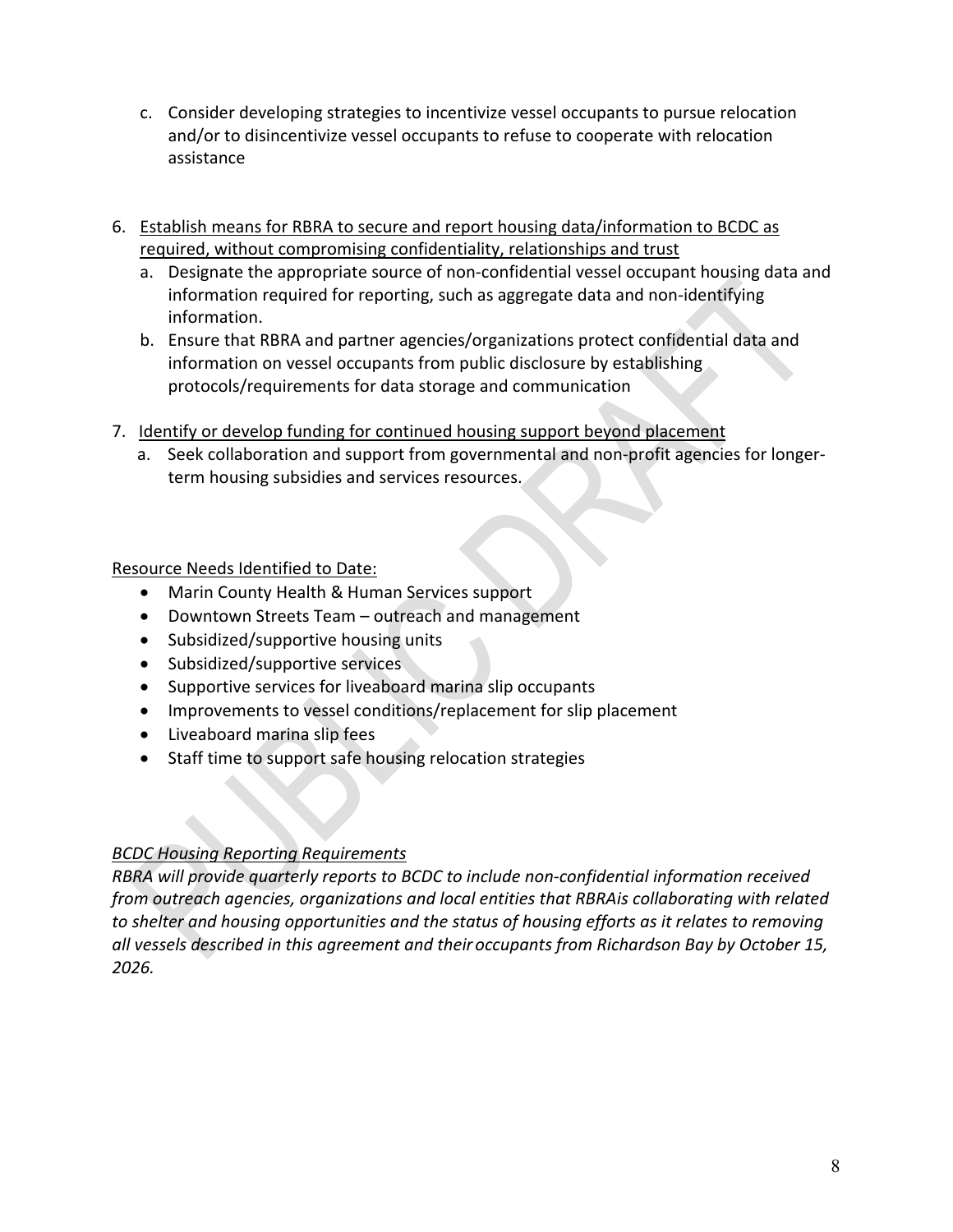c. Consider developing strategies to incentivize vessel occupants to pursue relocation and/or to disincentivize vessel occupants to refuse to cooperate with relocation assistance

6. <u>Establish means for RBRA to secure and report housing data/information to BCDC as required, without compromising confidentiality, relationships and trust</u>
   a. Designate the appropriate source of non-confidential vessel occupant housing data and information required for reporting, such as aggregate data and non-identifying information.
   b. Ensure that RBRA and partner agencies/organizations protect confidential data and information on vessel occupants from public disclosure by establishing protocols/requirements for data storage and communication

7. <u>Identify or develop funding for continued housing support beyond placement</u>
   a. Seek collaboration and support from governmental and non-profit agencies for longer-term housing subsidies and services resources.

<u>Resource Needs Identified to Date:</u>

- Marin County Health & Human Services support
- Downtown Streets Team – outreach and management
- Subsidized/supportive housing units
- Subsidized/supportive services
- Supportive services for liveaboard marina slip occupants
- Improvements to vessel conditions/replacement for slip placement
- Liveaboard marina slip fees
- Staff time to support safe housing relocation strategies

*<u>BCDC Housing Reporting Requirements</u>*

*RBRA will provide quarterly reports to BCDC to include non-confidential information received from outreach agencies, organizations and local entities that RBRAis collaborating with related to shelter and housing opportunities and the status of housing efforts as it relates to removing all vessels described in this agreement and their occupants from Richardson Bay by October 15, 2026.*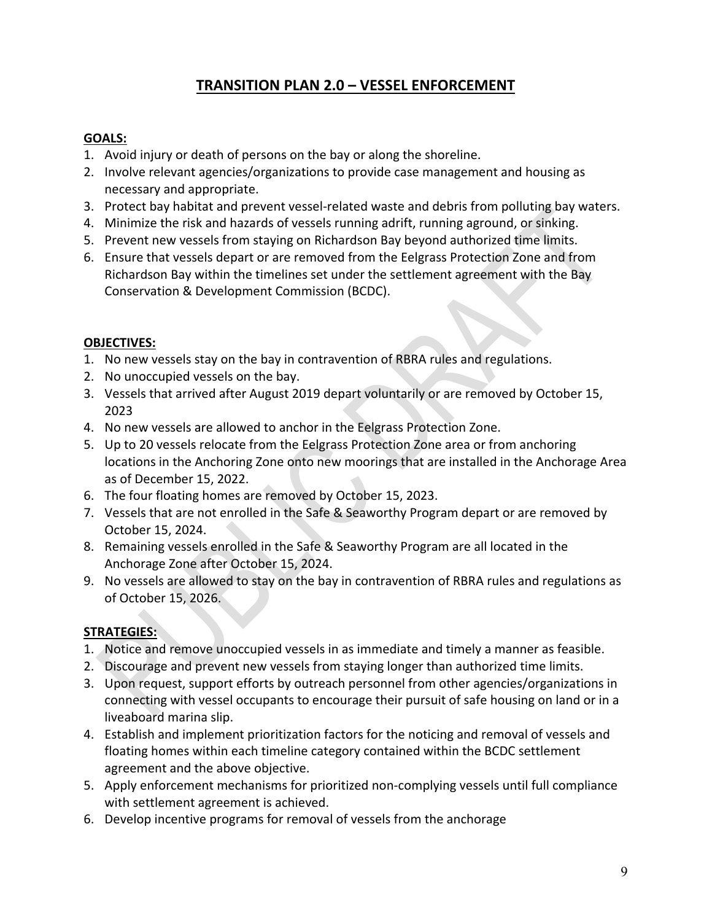# TRANSITION PLAN 2.0 – VESSEL ENFORCEMENT

## GOALS:

1. Avoid injury or death of persons on the bay or along the shoreline.
2. Involve relevant agencies/organizations to provide case management and housing as necessary and appropriate.
3. Protect bay habitat and prevent vessel-related waste and debris from polluting bay waters.
4. Minimize the risk and hazards of vessels running adrift, running aground, or sinking.
5. Prevent new vessels from staying on Richardson Bay beyond authorized time limits.
6. Ensure that vessels depart or are removed from the Eelgrass Protection Zone and from Richardson Bay within the timelines set under the settlement agreement with the Bay Conservation & Development Commission (BCDC).

## OBJECTIVES:

1. No new vessels stay on the bay in contravention of RBRA rules and regulations.
2. No unoccupied vessels on the bay.
3. Vessels that arrived after August 2019 depart voluntarily or are removed by October 15, 2023
4. No new vessels are allowed to anchor in the Eelgrass Protection Zone.
5. Up to 20 vessels relocate from the Eelgrass Protection Zone area or from anchoring locations in the Anchoring Zone onto new moorings that are installed in the Anchorage Area as of December 15, 2022.
6. The four floating homes are removed by October 15, 2023.
7. Vessels that are not enrolled in the Safe & Seaworthy Program depart or are removed by October 15, 2024.
8. Remaining vessels enrolled in the Safe & Seaworthy Program are all located in the Anchorage Zone after October 15, 2024.
9. No vessels are allowed to stay on the bay in contravention of RBRA rules and regulations as of October 15, 2026.

## STRATEGIES:

1. Notice and remove unoccupied vessels in as immediate and timely a manner as feasible.
2. Discourage and prevent new vessels from staying longer than authorized time limits.
3. Upon request, support efforts by outreach personnel from other agencies/organizations in connecting with vessel occupants to encourage their pursuit of safe housing on land or in a liveaboard marina slip.
4. Establish and implement prioritization factors for the noticing and removal of vessels and floating homes within each timeline category contained within the BCDC settlement agreement and the above objective.
5. Apply enforcement mechanisms for prioritized non-complying vessels until full compliance with settlement agreement is achieved.
6. Develop incentive programs for removal of vessels from the anchorage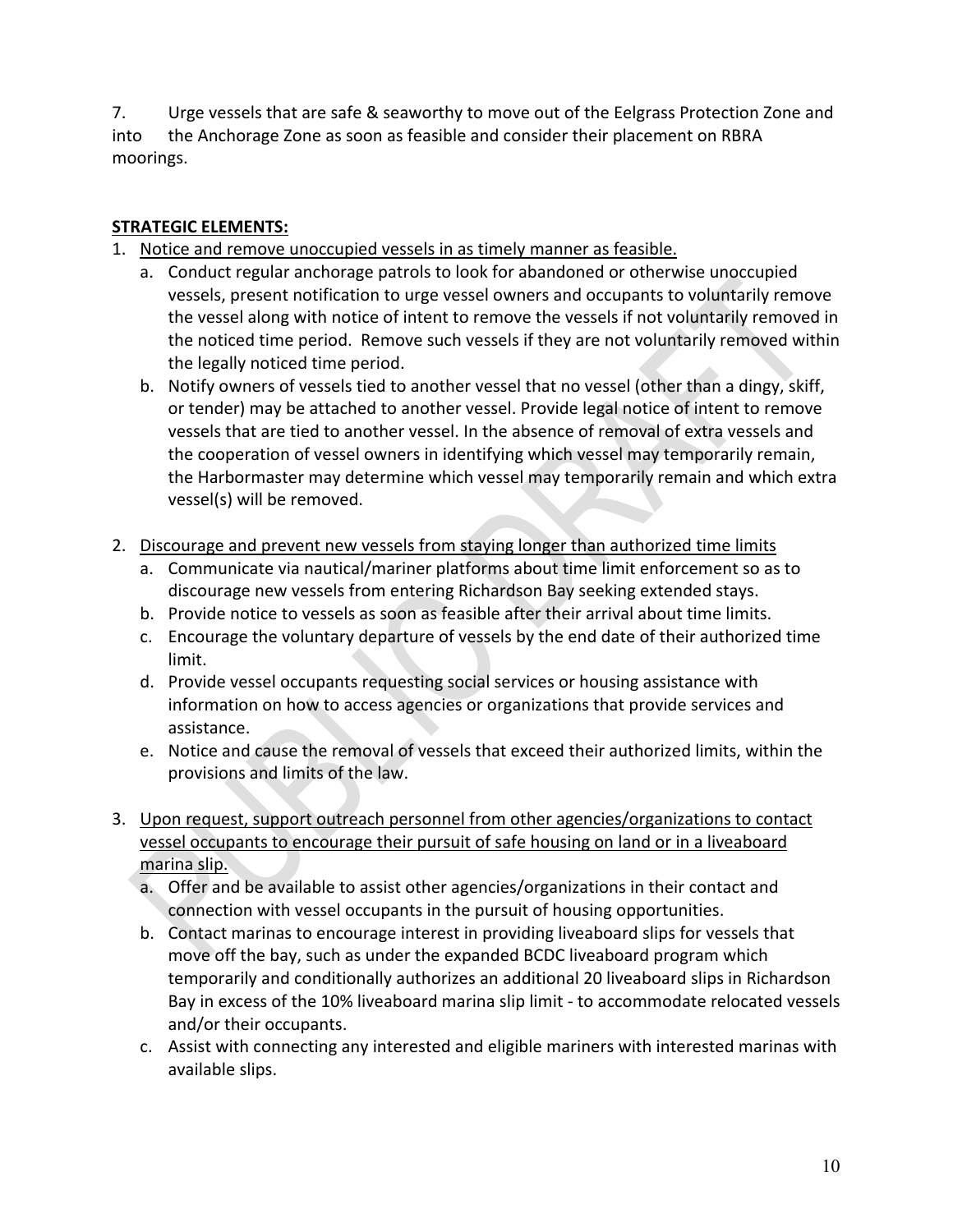7. Urge vessels that are safe & seaworthy to move out of the Eelgrass Protection Zone and into the Anchorage Zone as soon as feasible and consider their placement on RBRA moorings.

**STRATEGIC ELEMENTS:**

1. Notice and remove unoccupied vessels in as timely manner as feasible.
   a. Conduct regular anchorage patrols to look for abandoned or otherwise unoccupied vessels, present notification to urge vessel owners and occupants to voluntarily remove the vessel along with notice of intent to remove the vessels if not voluntarily removed in the noticed time period. Remove such vessels if they are not voluntarily removed within the legally noticed time period.
   b. Notify owners of vessels tied to another vessel that no vessel (other than a dingy, skiff, or tender) may be attached to another vessel. Provide legal notice of intent to remove vessels that are tied to another vessel. In the absence of removal of extra vessels and the cooperation of vessel owners in identifying which vessel may temporarily remain, the Harbormaster may determine which vessel may temporarily remain and which extra vessel(s) will be removed.

2. Discourage and prevent new vessels from staying longer than authorized time limits
   a. Communicate via nautical/mariner platforms about time limit enforcement so as to discourage new vessels from entering Richardson Bay seeking extended stays.
   b. Provide notice to vessels as soon as feasible after their arrival about time limits.
   c. Encourage the voluntary departure of vessels by the end date of their authorized time limit.
   d. Provide vessel occupants requesting social services or housing assistance with information on how to access agencies or organizations that provide services and assistance.
   e. Notice and cause the removal of vessels that exceed their authorized limits, within the provisions and limits of the law.

3. Upon request, support outreach personnel from other agencies/organizations to contact vessel occupants to encourage their pursuit of safe housing on land or in a liveaboard marina slip.
   a. Offer and be available to assist other agencies/organizations in their contact and connection with vessel occupants in the pursuit of housing opportunities.
   b. Contact marinas to encourage interest in providing liveaboard slips for vessels that move off the bay, such as under the expanded BCDC liveaboard program which temporarily and conditionally authorizes an additional 20 liveaboard slips in Richardson Bay in excess of the 10% liveaboard marina slip limit - to accommodate relocated vessels and/or their occupants.
   c. Assist with connecting any interested and eligible mariners with interested marinas with available slips.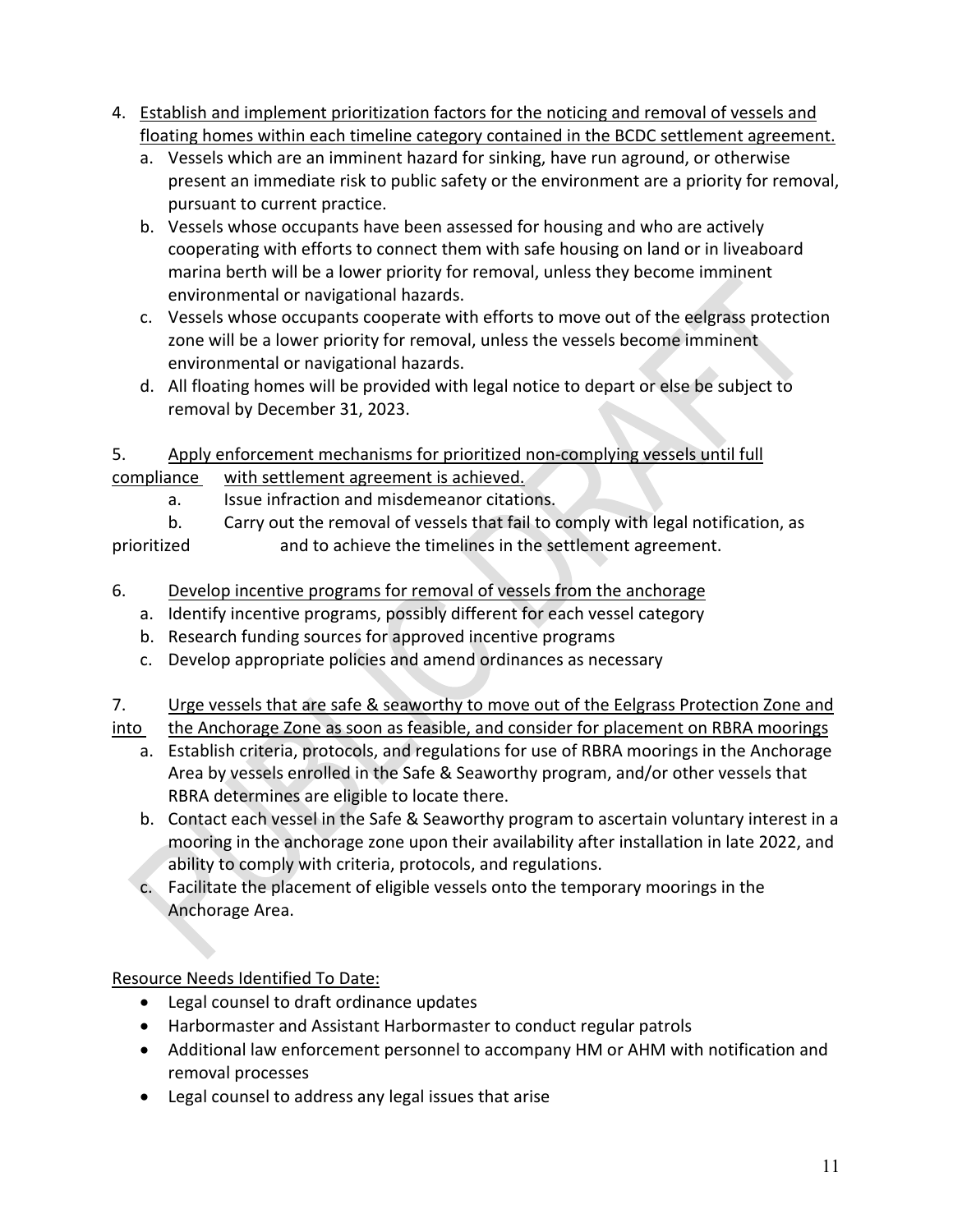4. <u>Establish and implement prioritization factors for the noticing and removal of vessels and floating homes within each timeline category contained in the BCDC settlement agreement.</u>
   a. Vessels which are an imminent hazard for sinking, have run aground, or otherwise present an immediate risk to public safety or the environment are a priority for removal, pursuant to current practice.
   b. Vessels whose occupants have been assessed for housing and who are actively cooperating with efforts to connect them with safe housing on land or in liveaboard marina berth will be a lower priority for removal, unless they become imminent environmental or navigational hazards.
   c. Vessels whose occupants cooperate with efforts to move out of the eelgrass protection zone will be a lower priority for removal, unless the vessels become imminent environmental or navigational hazards.
   d. All floating homes will be provided with legal notice to depart or else be subject to removal by December 31, 2023.

5. <u>Apply enforcement mechanisms for prioritized non-complying vessels until full compliance with settlement agreement is achieved.</u>
   a. Issue infraction and misdemeanor citations.
   b. Carry out the removal of vessels that fail to comply with legal notification, as prioritized and to achieve the timelines in the settlement agreement.

6. <u>Develop incentive programs for removal of vessels from the anchorage</u>
   a. Identify incentive programs, possibly different for each vessel category
   b. Research funding sources for approved incentive programs
   c. Develop appropriate policies and amend ordinances as necessary

7. <u>Urge vessels that are safe & seaworthy to move out of the Eelgrass Protection Zone and into the Anchorage Zone as soon as feasible, and consider for placement on RBRA moorings</u>
   a. Establish criteria, protocols, and regulations for use of RBRA moorings in the Anchorage Area by vessels enrolled in the Safe & Seaworthy program, and/or other vessels that RBRA determines are eligible to locate there.
   b. Contact each vessel in the Safe & Seaworthy program to ascertain voluntary interest in a mooring in the anchorage zone upon their availability after installation in late 2022, and ability to comply with criteria, protocols, and regulations.
   c. Facilitate the placement of eligible vessels onto the temporary moorings in the Anchorage Area.

<u>Resource Needs Identified To Date:</u>

- Legal counsel to draft ordinance updates
- Harbormaster and Assistant Harbormaster to conduct regular patrols
- Additional law enforcement personnel to accompany HM or AHM with notification and removal processes
- Legal counsel to address any legal issues that arise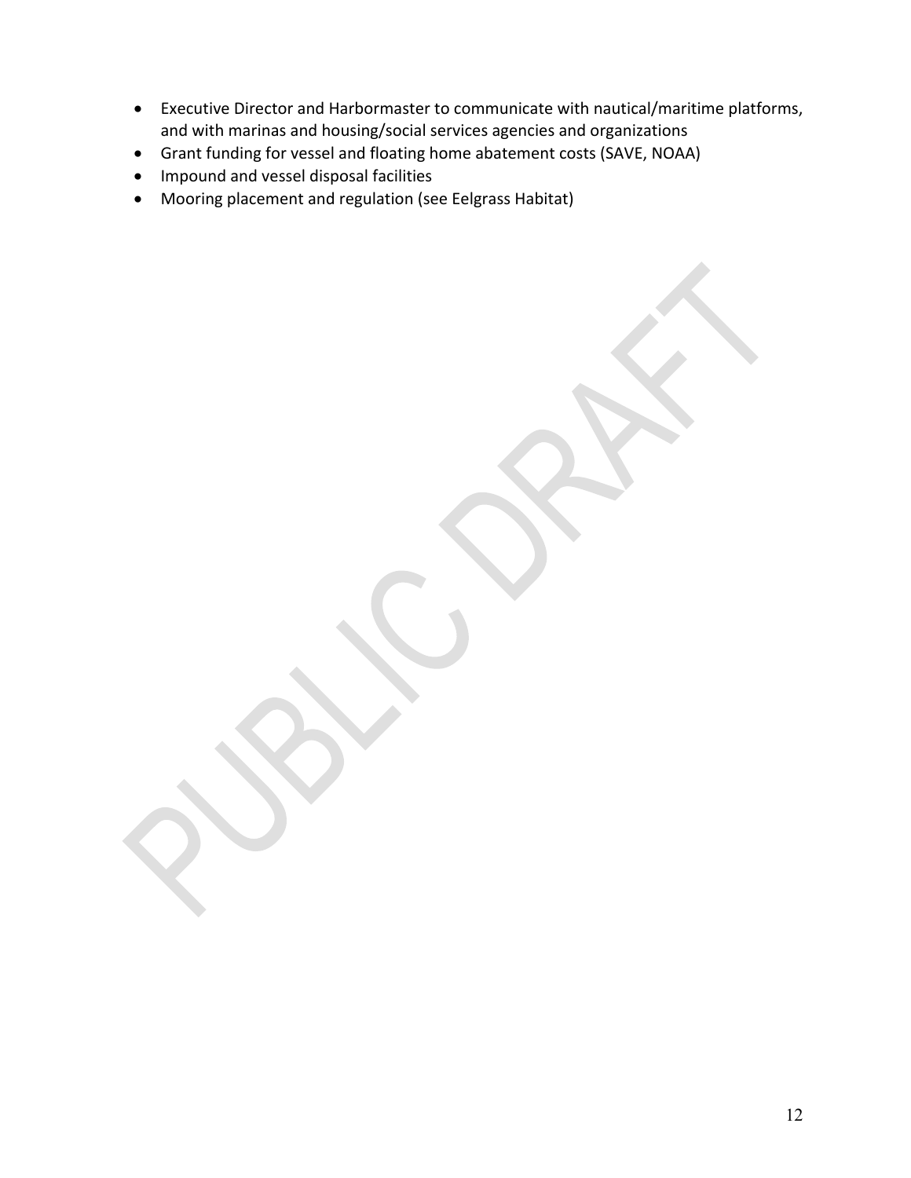- Executive Director and Harbormaster to communicate with nautical/maritime platforms, and with marinas and housing/social services agencies and organizations
- Grant funding for vessel and floating home abatement costs (SAVE, NOAA)
- Impound and vessel disposal facilities
- Mooring placement and regulation (see Eelgrass Habitat)